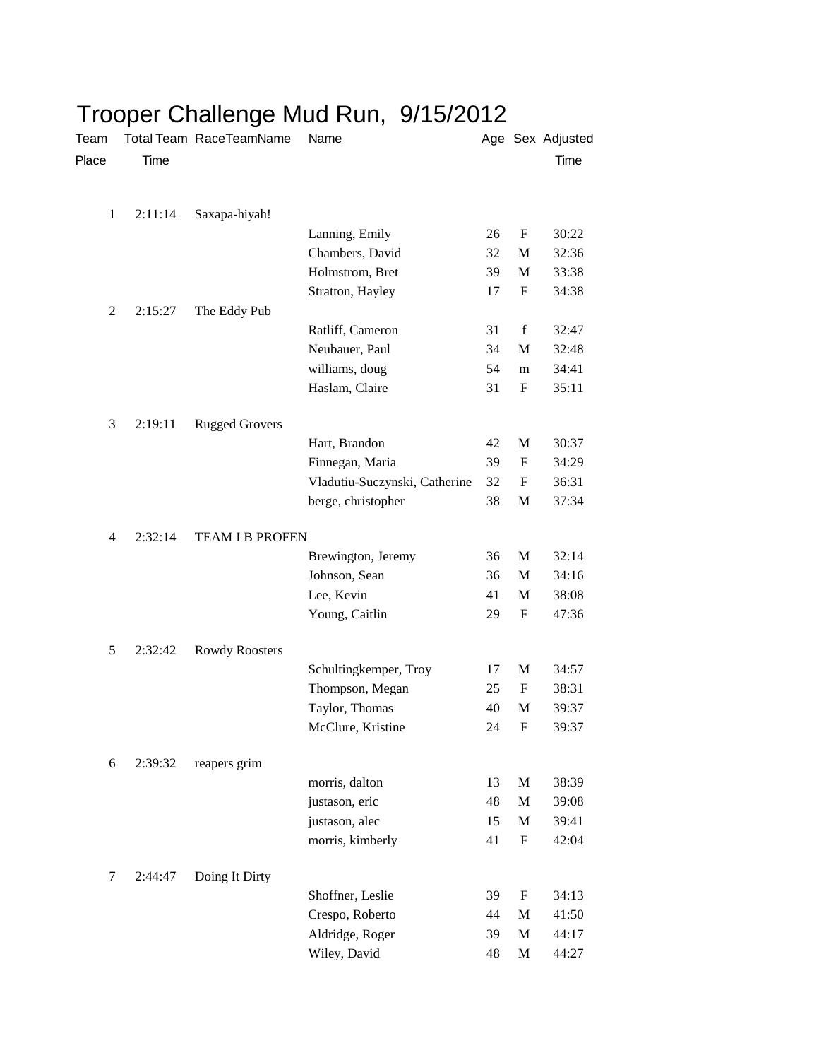# Trooper Challenge Mud Run, 9/15/2012

| Team Place | Total Team Time | RaceTeamName | Name | Age | Sex | Adjusted Time |
|---|---|---|---|---|---|---|
| 1 | 2:11:14 | Saxapa-hiyah! | | | | |
| | | | Lanning, Emily | 26 | F | 30:22 |
| | | | Chambers, David | 32 | M | 32:36 |
| | | | Holmstrom, Bret | 39 | M | 33:38 |
| | | | Stratton, Hayley | 17 | F | 34:38 |
| 2 | 2:15:27 | The Eddy Pub | | | | |
| | | | Ratliff, Cameron | 31 | f | 32:47 |
| | | | Neubauer, Paul | 34 | M | 32:48 |
| | | | williams, doug | 54 | m | 34:41 |
| | | | Haslam, Claire | 31 | F | 35:11 |
| 3 | 2:19:11 | Rugged Grovers | | | | |
| | | | Hart, Brandon | 42 | M | 30:37 |
| | | | Finnegan, Maria | 39 | F | 34:29 |
| | | | Vladutiu-Suczynski, Catherine | 32 | F | 36:31 |
| | | | berge, christopher | 38 | M | 37:34 |
| 4 | 2:32:14 | TEAM I B PROFEN | | | | |
| | | | Brewington, Jeremy | 36 | M | 32:14 |
| | | | Johnson, Sean | 36 | M | 34:16 |
| | | | Lee, Kevin | 41 | M | 38:08 |
| | | | Young, Caitlin | 29 | F | 47:36 |
| 5 | 2:32:42 | Rowdy Roosters | | | | |
| | | | Schultingkemper, Troy | 17 | M | 34:57 |
| | | | Thompson, Megan | 25 | F | 38:31 |
| | | | Taylor, Thomas | 40 | M | 39:37 |
| | | | McClure, Kristine | 24 | F | 39:37 |
| 6 | 2:39:32 | reapers grim | | | | |
| | | | morris, dalton | 13 | M | 38:39 |
| | | | justason, eric | 48 | M | 39:08 |
| | | | justason, alec | 15 | M | 39:41 |
| | | | morris, kimberly | 41 | F | 42:04 |
| 7 | 2:44:47 | Doing It Dirty | | | | |
| | | | Shoffner, Leslie | 39 | F | 34:13 |
| | | | Crespo, Roberto | 44 | M | 41:50 |
| | | | Aldridge, Roger | 39 | M | 44:17 |
| | | | Wiley, David | 48 | M | 44:27 |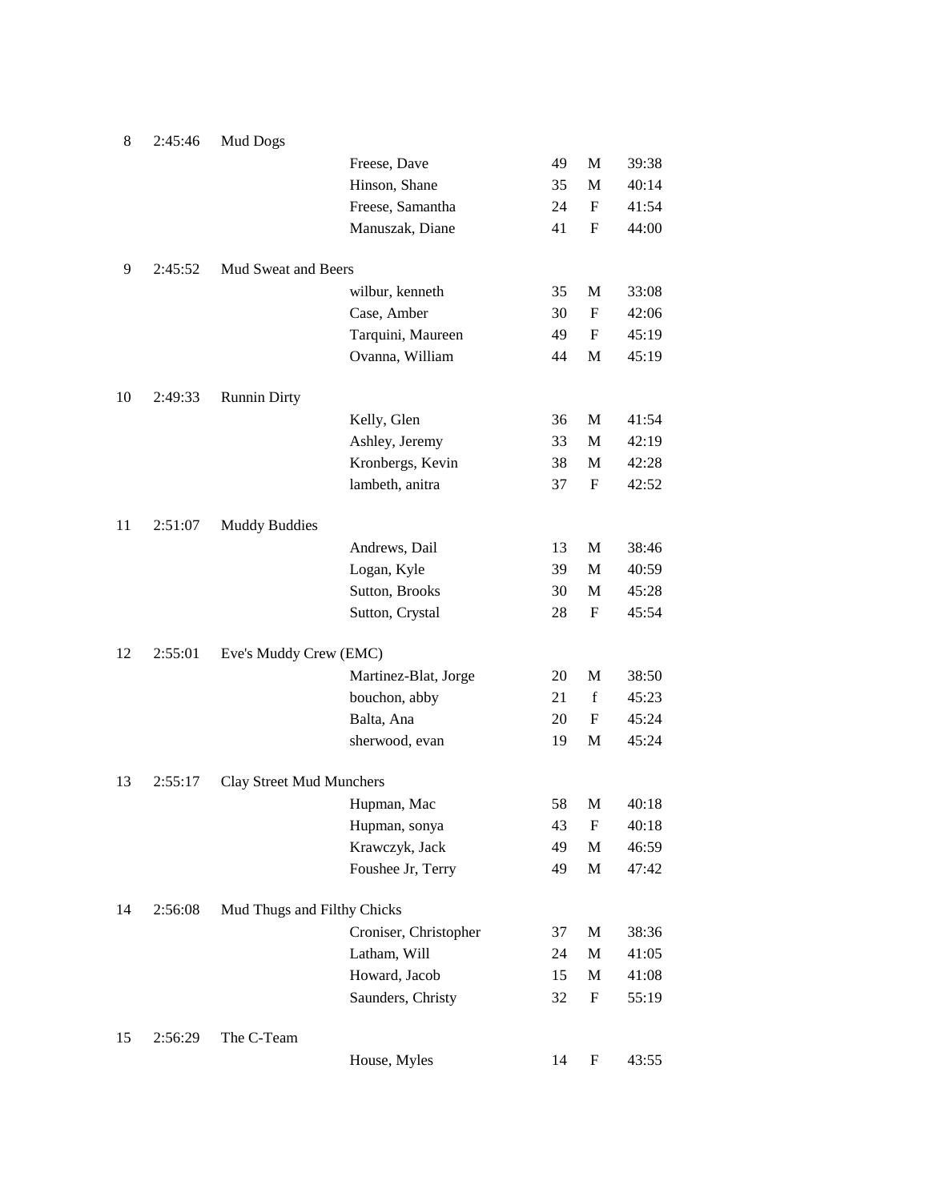| | | | | | | |
|---|---|---|---|---|---|---|
| 8 | 2:45:46 | Mud Dogs | | | | |
| | | | Freese, Dave | 49 | M | 39:38 |
| | | | Hinson, Shane | 35 | M | 40:14 |
| | | | Freese, Samantha | 24 | F | 41:54 |
| | | | Manuszak, Diane | 41 | F | 44:00 |
| 9 | 2:45:52 | Mud Sweat and Beers | | | | |
| | | | wilbur, kenneth | 35 | M | 33:08 |
| | | | Case, Amber | 30 | F | 42:06 |
| | | | Tarquini, Maureen | 49 | F | 45:19 |
| | | | Ovanna, William | 44 | M | 45:19 |
| 10 | 2:49:33 | Runnin Dirty | | | | |
| | | | Kelly, Glen | 36 | M | 41:54 |
| | | | Ashley, Jeremy | 33 | M | 42:19 |
| | | | Kronbergs, Kevin | 38 | M | 42:28 |
| | | | lambeth, anitra | 37 | F | 42:52 |
| 11 | 2:51:07 | Muddy Buddies | | | | |
| | | | Andrews, Dail | 13 | M | 38:46 |
| | | | Logan, Kyle | 39 | M | 40:59 |
| | | | Sutton, Brooks | 30 | M | 45:28 |
| | | | Sutton, Crystal | 28 | F | 45:54 |
| 12 | 2:55:01 | Eve's Muddy Crew (EMC) | | | | |
| | | | Martinez-Blat, Jorge | 20 | M | 38:50 |
| | | | bouchon, abby | 21 | f | 45:23 |
| | | | Balta, Ana | 20 | F | 45:24 |
| | | | sherwood, evan | 19 | M | 45:24 |
| 13 | 2:55:17 | Clay Street Mud Munchers | | | | |
| | | | Hupman, Mac | 58 | M | 40:18 |
| | | | Hupman, sonya | 43 | F | 40:18 |
| | | | Krawczyk, Jack | 49 | M | 46:59 |
| | | | Foushee Jr, Terry | 49 | M | 47:42 |
| 14 | 2:56:08 | Mud Thugs and Filthy Chicks | | | | |
| | | | Croniser, Christopher | 37 | M | 38:36 |
| | | | Latham, Will | 24 | M | 41:05 |
| | | | Howard, Jacob | 15 | M | 41:08 |
| | | | Saunders, Christy | 32 | F | 55:19 |
| 15 | 2:56:29 | The C-Team | | | | |
| | | | House, Myles | 14 | F | 43:55 |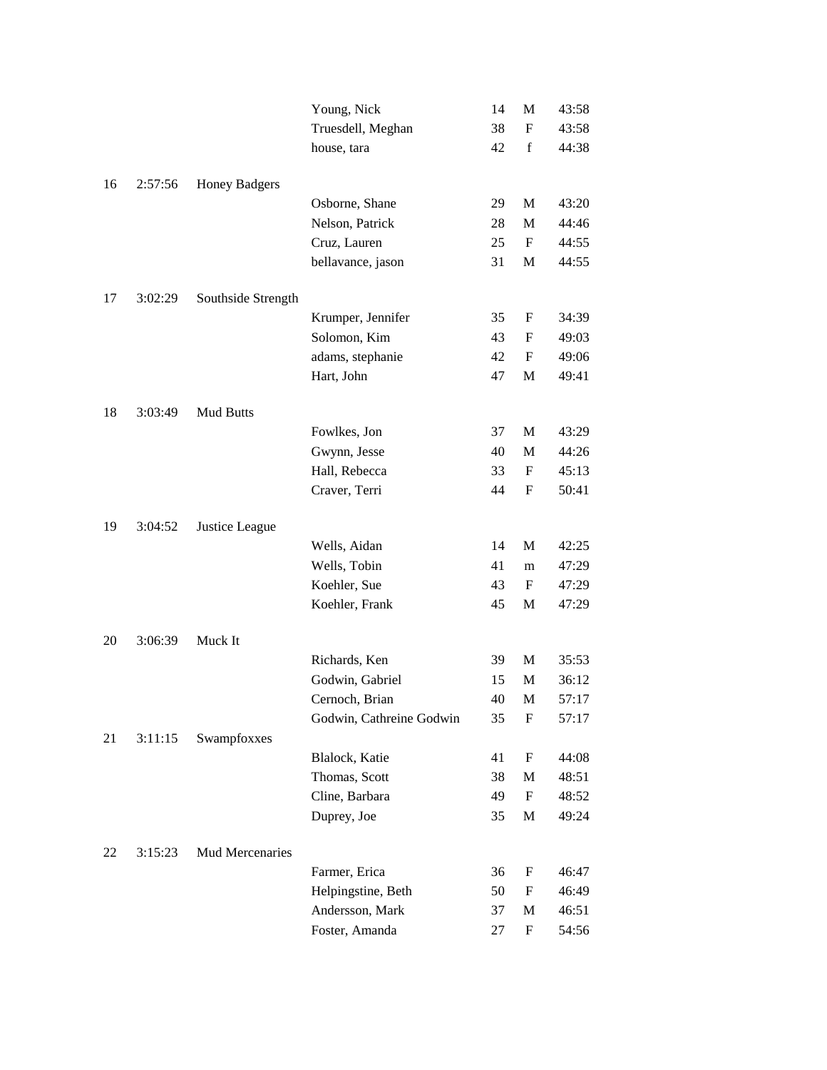| | | | | | | |
|---|---|---|---|---|---|---|
| | | | Young, Nick | 14 | M | 43:58 |
| | | | Truesdell, Meghan | 38 | F | 43:58 |
| | | | house, tara | 42 | f | 44:38 |
| 16 | 2:57:56 | Honey Badgers | | | | |
| | | | Osborne, Shane | 29 | M | 43:20 |
| | | | Nelson, Patrick | 28 | M | 44:46 |
| | | | Cruz, Lauren | 25 | F | 44:55 |
| | | | bellavance, jason | 31 | M | 44:55 |
| 17 | 3:02:29 | Southside Strength | | | | |
| | | | Krumper, Jennifer | 35 | F | 34:39 |
| | | | Solomon, Kim | 43 | F | 49:03 |
| | | | adams, stephanie | 42 | F | 49:06 |
| | | | Hart, John | 47 | M | 49:41 |
| 18 | 3:03:49 | Mud Butts | | | | |
| | | | Fowlkes, Jon | 37 | M | 43:29 |
| | | | Gwynn, Jesse | 40 | M | 44:26 |
| | | | Hall, Rebecca | 33 | F | 45:13 |
| | | | Craver, Terri | 44 | F | 50:41 |
| 19 | 3:04:52 | Justice League | | | | |
| | | | Wells, Aidan | 14 | M | 42:25 |
| | | | Wells, Tobin | 41 | m | 47:29 |
| | | | Koehler, Sue | 43 | F | 47:29 |
| | | | Koehler, Frank | 45 | M | 47:29 |
| 20 | 3:06:39 | Muck It | | | | |
| | | | Richards, Ken | 39 | M | 35:53 |
| | | | Godwin, Gabriel | 15 | M | 36:12 |
| | | | Cernoch, Brian | 40 | M | 57:17 |
| | | | Godwin, Cathreine Godwin | 35 | F | 57:17 |
| 21 | 3:11:15 | Swampfoxxes | | | | |
| | | | Blalock, Katie | 41 | F | 44:08 |
| | | | Thomas, Scott | 38 | M | 48:51 |
| | | | Cline, Barbara | 49 | F | 48:52 |
| | | | Duprey, Joe | 35 | M | 49:24 |
| 22 | 3:15:23 | Mud Mercenaries | | | | |
| | | | Farmer, Erica | 36 | F | 46:47 |
| | | | Helpingstine, Beth | 50 | F | 46:49 |
| | | | Andersson, Mark | 37 | M | 46:51 |
| | | | Foster, Amanda | 27 | F | 54:56 |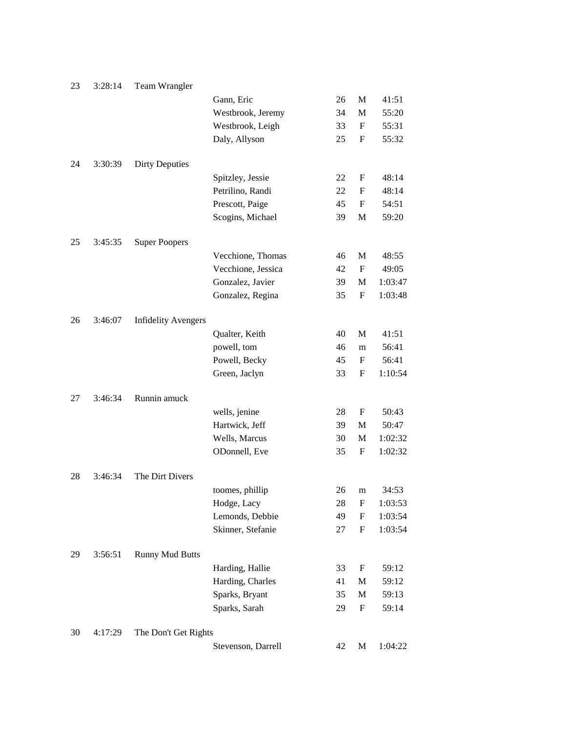| Place | Time | Team | Name | Age | Sex | Time |
|---|---|---|---|---|---|---|
| 23 | 3:28:14 | Team Wrangler | | | | |
| | | | Gann, Eric | 26 | M | 41:51 |
| | | | Westbrook, Jeremy | 34 | M | 55:20 |
| | | | Westbrook, Leigh | 33 | F | 55:31 |
| | | | Daly, Allyson | 25 | F | 55:32 |
| 24 | 3:30:39 | Dirty Deputies | | | | |
| | | | Spitzley, Jessie | 22 | F | 48:14 |
| | | | Petrilino, Randi | 22 | F | 48:14 |
| | | | Prescott, Paige | 45 | F | 54:51 |
| | | | Scogins, Michael | 39 | M | 59:20 |
| 25 | 3:45:35 | Super Poopers | | | | |
| | | | Vecchione, Thomas | 46 | M | 48:55 |
| | | | Vecchione, Jessica | 42 | F | 49:05 |
| | | | Gonzalez, Javier | 39 | M | 1:03:47 |
| | | | Gonzalez, Regina | 35 | F | 1:03:48 |
| 26 | 3:46:07 | Infidelity Avengers | | | | |
| | | | Qualter, Keith | 40 | M | 41:51 |
| | | | powell, tom | 46 | m | 56:41 |
| | | | Powell, Becky | 45 | F | 56:41 |
| | | | Green, Jaclyn | 33 | F | 1:10:54 |
| 27 | 3:46:34 | Runnin amuck | | | | |
| | | | wells, jenine | 28 | F | 50:43 |
| | | | Hartwick, Jeff | 39 | M | 50:47 |
| | | | Wells, Marcus | 30 | M | 1:02:32 |
| | | | ODonnell, Eve | 35 | F | 1:02:32 |
| 28 | 3:46:34 | The Dirt Divers | | | | |
| | | | toomes, phillip | 26 | m | 34:53 |
| | | | Hodge, Lacy | 28 | F | 1:03:53 |
| | | | Lemonds, Debbie | 49 | F | 1:03:54 |
| | | | Skinner, Stefanie | 27 | F | 1:03:54 |
| 29 | 3:56:51 | Runny Mud Butts | | | | |
| | | | Harding, Hallie | 33 | F | 59:12 |
| | | | Harding, Charles | 41 | M | 59:12 |
| | | | Sparks, Bryant | 35 | M | 59:13 |
| | | | Sparks, Sarah | 29 | F | 59:14 |
| 30 | 4:17:29 | The Don't Get Rights | | | | |
| | | | Stevenson, Darrell | 42 | M | 1:04:22 |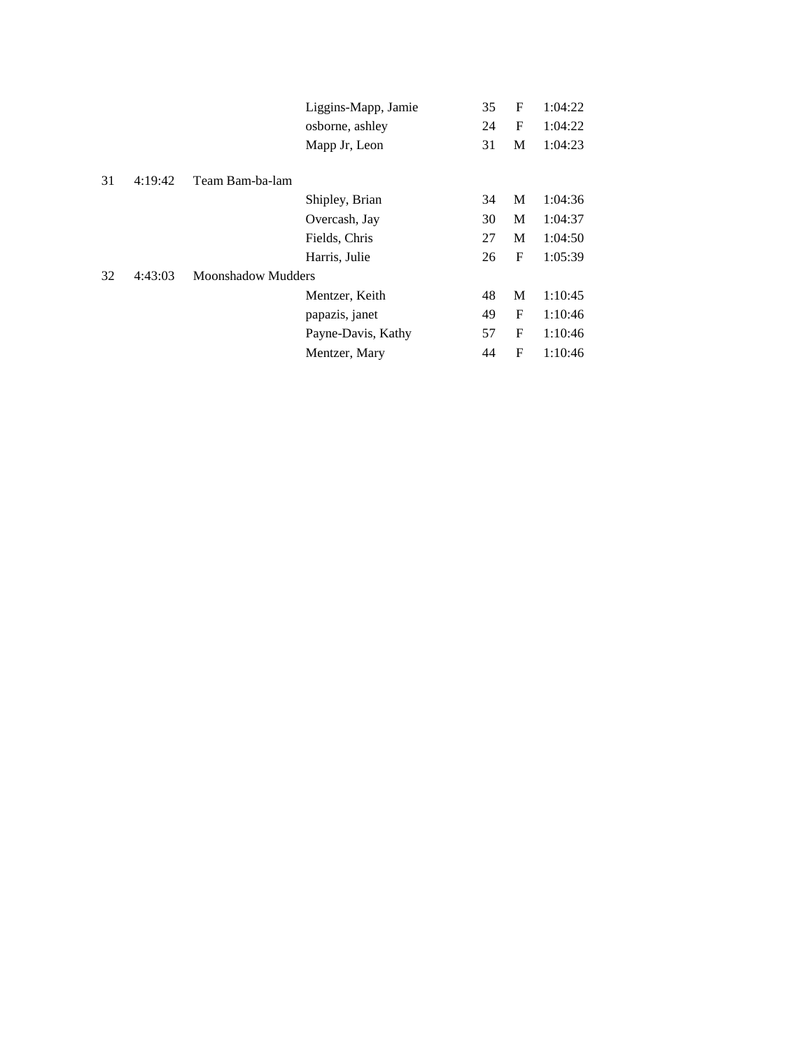| | | | | | | |
|---|---|---|---|---|---|---|
| | | | Liggins-Mapp, Jamie | 35 | F | 1:04:22 |
| | | | osborne, ashley | 24 | F | 1:04:22 |
| | | | Mapp Jr, Leon | 31 | M | 1:04:23 |
| 31 | 4:19:42 | Team Bam-ba-lam | | | | |
| | | | Shipley, Brian | 34 | M | 1:04:36 |
| | | | Overcash, Jay | 30 | M | 1:04:37 |
| | | | Fields, Chris | 27 | M | 1:04:50 |
| | | | Harris, Julie | 26 | F | 1:05:39 |
| 32 | 4:43:03 | Moonshadow Mudders | | | | |
| | | | Mentzer, Keith | 48 | M | 1:10:45 |
| | | | papazis, janet | 49 | F | 1:10:46 |
| | | | Payne-Davis, Kathy | 57 | F | 1:10:46 |
| | | | Mentzer, Mary | 44 | F | 1:10:46 |